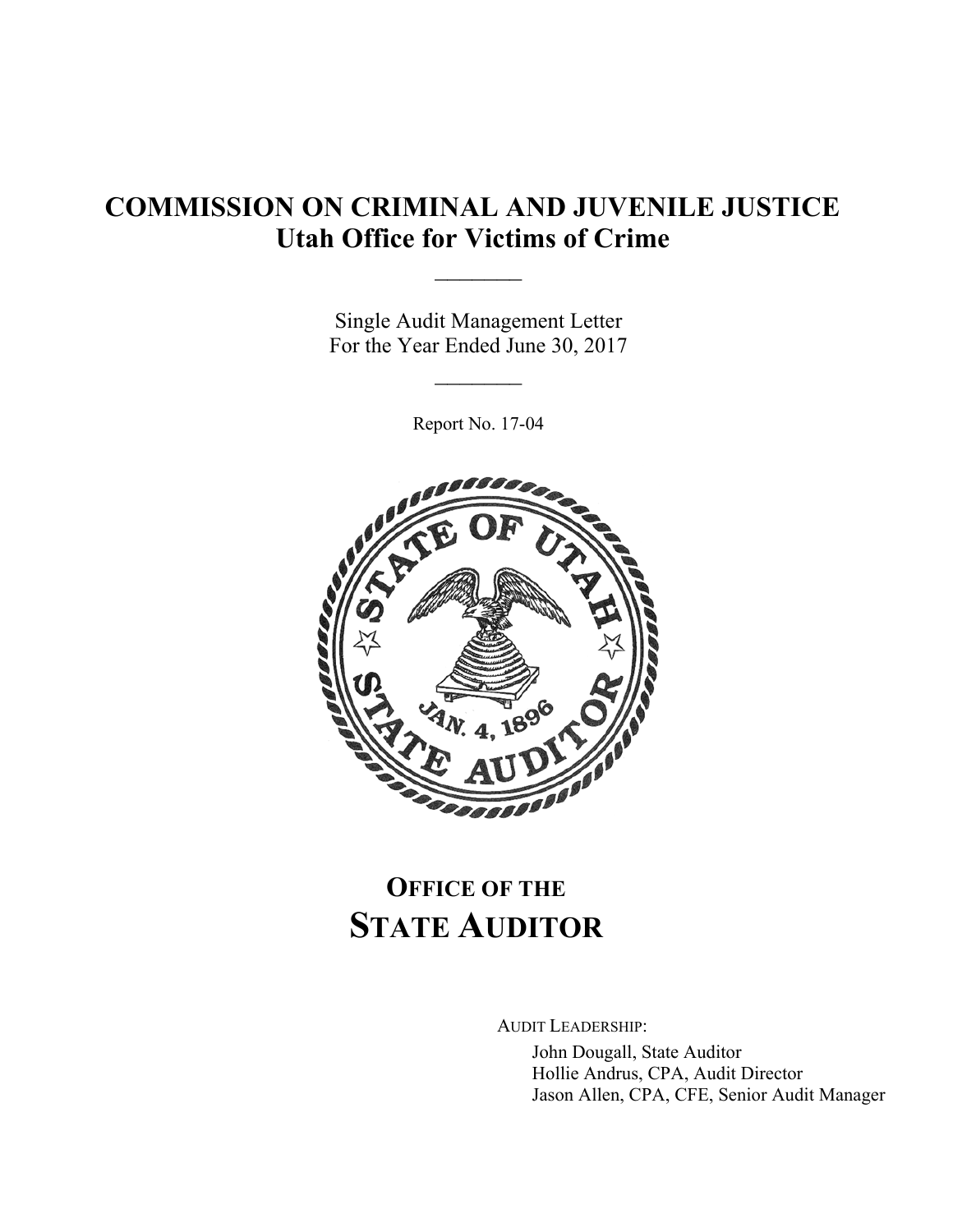# COMMISSION ON CRIMINAL AND JUVENILE JUSTICE
## Utah Office for Victims of Crime

Single Audit Management Letter
For the Year Ended June 30, 2017

Report No. 17-04

# OFFICE OF THE STATE AUDITOR

AUDIT LEADERSHIP:

John Dougall, State Auditor
Hollie Andrus, CPA, Audit Director
Jason Allen, CPA, CFE, Senior Audit Manager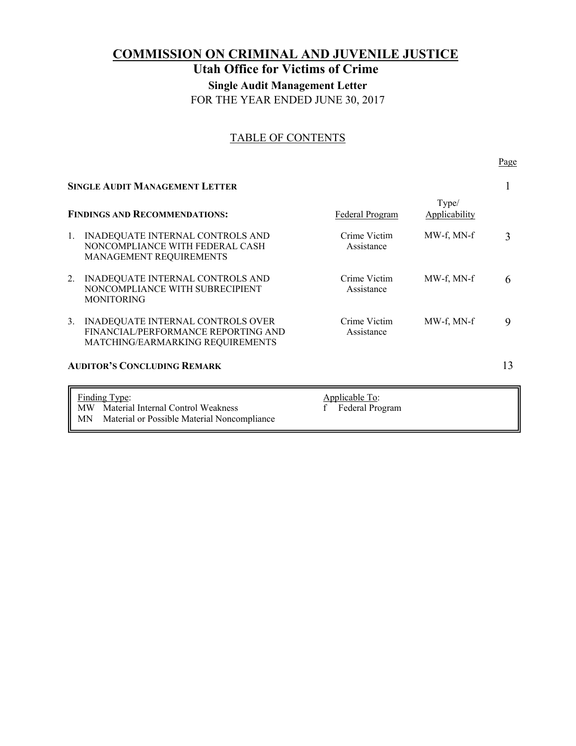# COMMISSION ON CRIMINAL AND JUVENILE JUSTICE

## Utah Office for Victims of Crime

### Single Audit Management Letter

FOR THE YEAR ENDED JUNE 30, 2017

TABLE OF CONTENTS

| | Federal Program | Type/ Applicability | Page |
|---|---|---|---|
| **SINGLE AUDIT MANAGEMENT LETTER** | | | 1 |
| **FINDINGS AND RECOMMENDATIONS:** | | | |
| 1. INADEQUATE INTERNAL CONTROLS AND NONCOMPLIANCE WITH FEDERAL CASH MANAGEMENT REQUIREMENTS | Crime Victim Assistance | MW-f, MN-f | 3 |
| 2. INADEQUATE INTERNAL CONTROLS AND NONCOMPLIANCE WITH SUBRECIPIENT MONITORING | Crime Victim Assistance | MW-f, MN-f | 6 |
| 3. INADEQUATE INTERNAL CONTROLS OVER FINANCIAL/PERFORMANCE REPORTING AND MATCHING/EARMARKING REQUIREMENTS | Crime Victim Assistance | MW-f, MN-f | 9 |
| **AUDITOR'S CONCLUDING REMARK** | | | 13 |

| Finding Type: | Applicable To: |
|---|---|
| MW Material Internal Control Weakness | f Federal Program |
| MN Material or Possible Material Noncompliance | |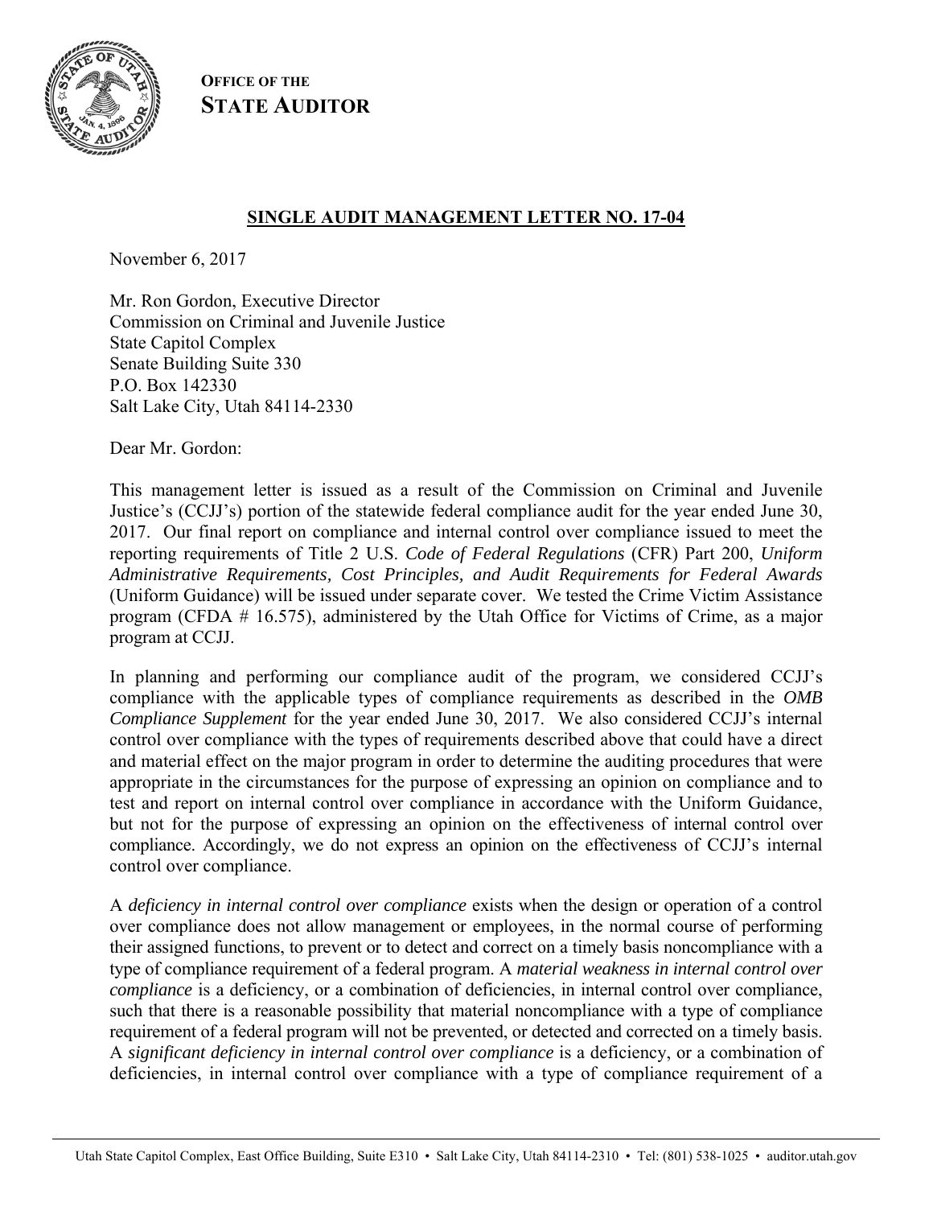**OFFICE OF THE STATE AUDITOR**

## SINGLE AUDIT MANAGEMENT LETTER NO. 17-04

November 6, 2017

Mr. Ron Gordon, Executive Director
Commission on Criminal and Juvenile Justice
State Capitol Complex
Senate Building Suite 330
P.O. Box 142330
Salt Lake City, Utah 84114-2330

Dear Mr. Gordon:

This management letter is issued as a result of the Commission on Criminal and Juvenile Justice's (CCJJ's) portion of the statewide federal compliance audit for the year ended June 30, 2017. Our final report on compliance and internal control over compliance issued to meet the reporting requirements of Title 2 U.S. *Code of Federal Regulations* (CFR) Part 200, *Uniform Administrative Requirements, Cost Principles, and Audit Requirements for Federal Awards* (Uniform Guidance) will be issued under separate cover. We tested the Crime Victim Assistance program (CFDA # 16.575), administered by the Utah Office for Victims of Crime, as a major program at CCJJ.

In planning and performing our compliance audit of the program, we considered CCJJ's compliance with the applicable types of compliance requirements as described in the *OMB Compliance Supplement* for the year ended June 30, 2017. We also considered CCJJ's internal control over compliance with the types of requirements described above that could have a direct and material effect on the major program in order to determine the auditing procedures that were appropriate in the circumstances for the purpose of expressing an opinion on compliance and to test and report on internal control over compliance in accordance with the Uniform Guidance, but not for the purpose of expressing an opinion on the effectiveness of internal control over compliance. Accordingly, we do not express an opinion on the effectiveness of CCJJ's internal control over compliance.

A *deficiency in internal control over compliance* exists when the design or operation of a control over compliance does not allow management or employees, in the normal course of performing their assigned functions, to prevent or to detect and correct on a timely basis noncompliance with a type of compliance requirement of a federal program. A *material weakness in internal control over compliance* is a deficiency, or a combination of deficiencies, in internal control over compliance, such that there is a reasonable possibility that material noncompliance with a type of compliance requirement of a federal program will not be prevented, or detected and corrected on a timely basis. A *significant deficiency in internal control over compliance* is a deficiency, or a combination of deficiencies, in internal control over compliance with a type of compliance requirement of a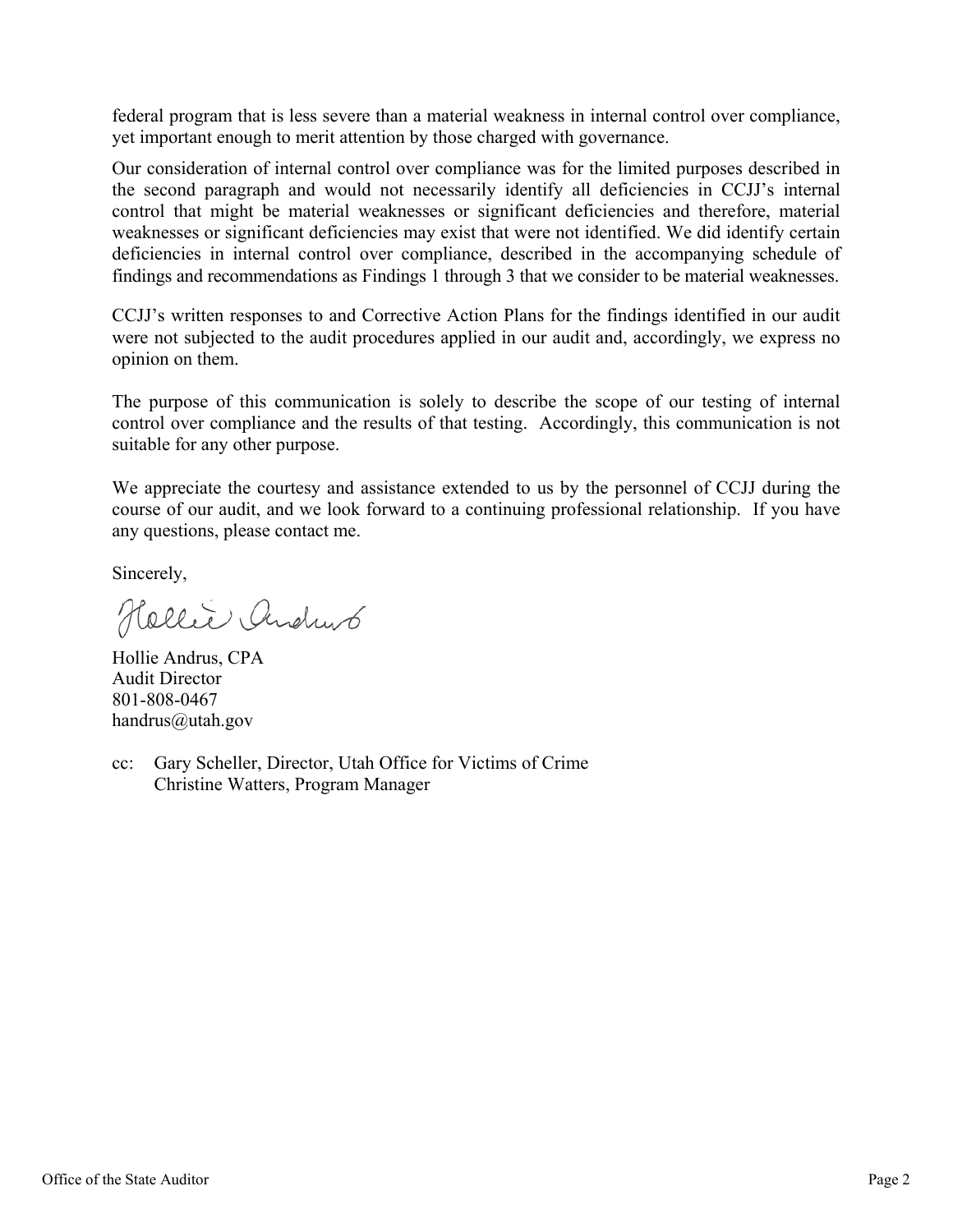federal program that is less severe than a material weakness in internal control over compliance, yet important enough to merit attention by those charged with governance.

Our consideration of internal control over compliance was for the limited purposes described in the second paragraph and would not necessarily identify all deficiencies in CCJJ's internal control that might be material weaknesses or significant deficiencies and therefore, material weaknesses or significant deficiencies may exist that were not identified. We did identify certain deficiencies in internal control over compliance, described in the accompanying schedule of findings and recommendations as Findings 1 through 3 that we consider to be material weaknesses.

CCJJ's written responses to and Corrective Action Plans for the findings identified in our audit were not subjected to the audit procedures applied in our audit and, accordingly, we express no opinion on them.

The purpose of this communication is solely to describe the scope of our testing of internal control over compliance and the results of that testing. Accordingly, this communication is not suitable for any other purpose.

We appreciate the courtesy and assistance extended to us by the personnel of CCJJ during the course of our audit, and we look forward to a continuing professional relationship. If you have any questions, please contact me.

Sincerely,

Hollie Andrus

Hollie Andrus, CPA
Audit Director
801-808-0467
handrus@utah.gov

cc: Gary Scheller, Director, Utah Office for Victims of Crime
Christine Watters, Program Manager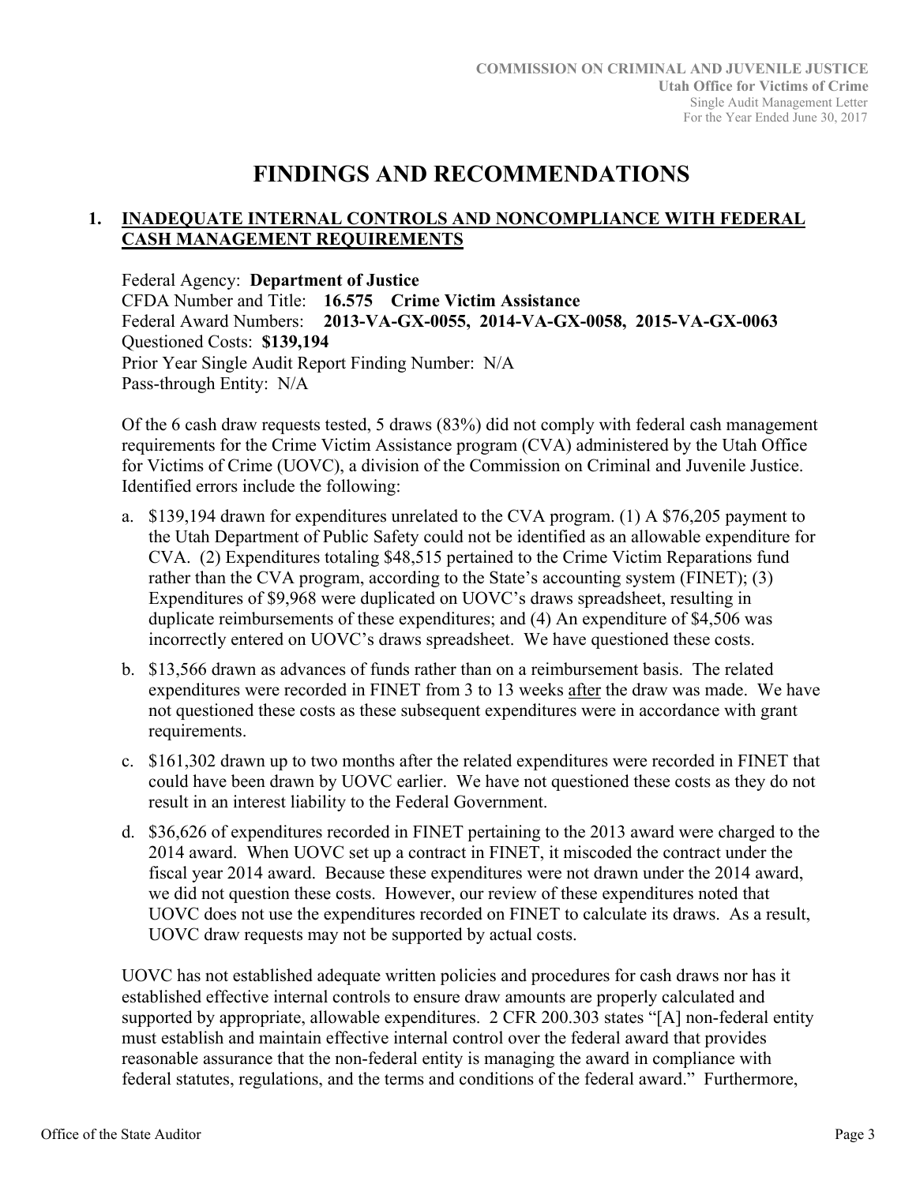# FINDINGS AND RECOMMENDATIONS

## 1. INADEQUATE INTERNAL CONTROLS AND NONCOMPLIANCE WITH FEDERAL CASH MANAGEMENT REQUIREMENTS

Federal Agency: **Department of Justice**
CFDA Number and Title: **16.575 Crime Victim Assistance**
Federal Award Numbers: **2013-VA-GX-0055, 2014-VA-GX-0058, 2015-VA-GX-0063**
Questioned Costs: **$139,194**
Prior Year Single Audit Report Finding Number: N/A
Pass-through Entity: N/A

Of the 6 cash draw requests tested, 5 draws (83%) did not comply with federal cash management requirements for the Crime Victim Assistance program (CVA) administered by the Utah Office for Victims of Crime (UOVC), a division of the Commission on Criminal and Juvenile Justice. Identified errors include the following:

a. $139,194 drawn for expenditures unrelated to the CVA program. (1) A $76,205 payment to the Utah Department of Public Safety could not be identified as an allowable expenditure for CVA. (2) Expenditures totaling $48,515 pertained to the Crime Victim Reparations fund rather than the CVA program, according to the State's accounting system (FINET); (3) Expenditures of $9,968 were duplicated on UOVC's draws spreadsheet, resulting in duplicate reimbursements of these expenditures; and (4) An expenditure of $4,506 was incorrectly entered on UOVC's draws spreadsheet. We have questioned these costs.

b. $13,566 drawn as advances of funds rather than on a reimbursement basis. The related expenditures were recorded in FINET from 3 to 13 weeks after the draw was made. We have not questioned these costs as these subsequent expenditures were in accordance with grant requirements.

c. $161,302 drawn up to two months after the related expenditures were recorded in FINET that could have been drawn by UOVC earlier. We have not questioned these costs as they do not result in an interest liability to the Federal Government.

d. $36,626 of expenditures recorded in FINET pertaining to the 2013 award were charged to the 2014 award. When UOVC set up a contract in FINET, it miscoded the contract under the fiscal year 2014 award. Because these expenditures were not drawn under the 2014 award, we did not question these costs. However, our review of these expenditures noted that UOVC does not use the expenditures recorded on FINET to calculate its draws. As a result, UOVC draw requests may not be supported by actual costs.

UOVC has not established adequate written policies and procedures for cash draws nor has it established effective internal controls to ensure draw amounts are properly calculated and supported by appropriate, allowable expenditures. 2 CFR 200.303 states "[A] non-federal entity must establish and maintain effective internal control over the federal award that provides reasonable assurance that the non-federal entity is managing the award in compliance with federal statutes, regulations, and the terms and conditions of the federal award." Furthermore,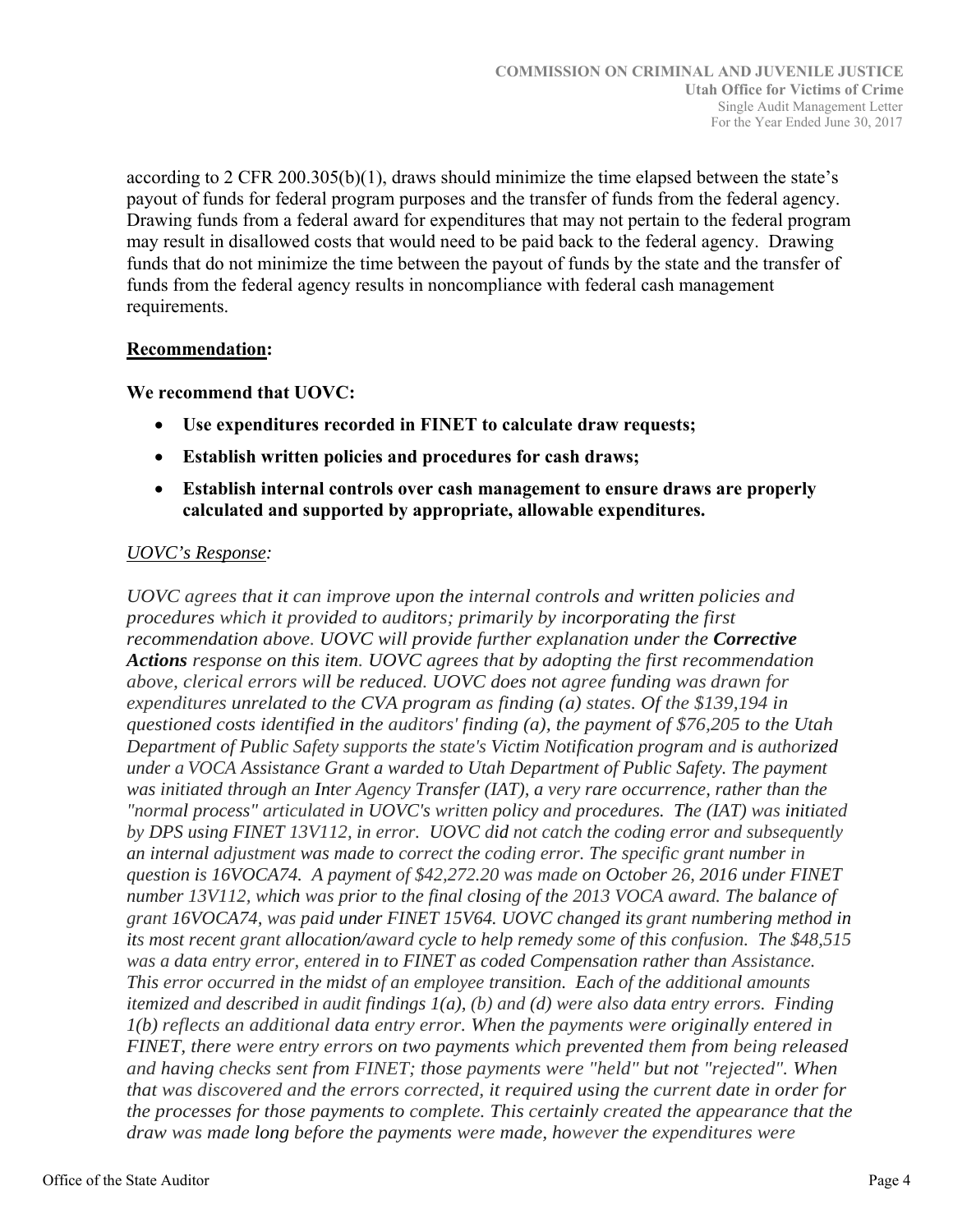according to 2 CFR 200.305(b)(1), draws should minimize the time elapsed between the state's payout of funds for federal program purposes and the transfer of funds from the federal agency. Drawing funds from a federal award for expenditures that may not pertain to the federal program may result in disallowed costs that would need to be paid back to the federal agency. Drawing funds that do not minimize the time between the payout of funds by the state and the transfer of funds from the federal agency results in noncompliance with federal cash management requirements.

**<u>Recommendation</u>:**

**We recommend that UOVC:**

- **Use expenditures recorded in FINET to calculate draw requests;**
- **Establish written policies and procedures for cash draws;**
- **Establish internal controls over cash management to ensure draws are properly calculated and supported by appropriate, allowable expenditures.**

*<u>UOVC's Response</u>:*

*UOVC agrees that it can improve upon the internal controls and written policies and procedures which it provided to auditors; primarily by incorporating the first recommendation above. UOVC will provide further explanation under the **Corrective Actions** response on this item. UOVC agrees that by adopting the first recommendation above, clerical errors will be reduced. UOVC does not agree funding was drawn for expenditures unrelated to the CVA program as finding (a) states. Of the $139,194 in questioned costs identified in the auditors' finding (a), the payment of $76,205 to the Utah Department of Public Safety supports the state's Victim Notification program and is authorized under a VOCA Assistance Grant a warded to Utah Department of Public Safety. The payment was initiated through an Inter Agency Transfer (IAT), a very rare occurrence, rather than the "normal process" articulated in UOVC's written policy and procedures. The (IAT) was initiated by DPS using FINET 13V112, in error. UOVC did not catch the coding error and subsequently an internal adjustment was made to correct the coding error. The specific grant number in question is 16VOCA74. A payment of $42,272.20 was made on October 26, 2016 under FINET number 13V112, which was prior to the final closing of the 2013 VOCA award. The balance of grant 16VOCA74, was paid under FINET 15V64. UOVC changed its grant numbering method in its most recent grant allocation/award cycle to help remedy some of this confusion. The $48,515 was a data entry error, entered in to FINET as coded Compensation rather than Assistance. This error occurred in the midst of an employee transition. Each of the additional amounts itemized and described in audit findings 1(a), (b) and (d) were also data entry errors. Finding 1(b) reflects an additional data entry error. When the payments were originally entered in FINET, there were entry errors on two payments which prevented them from being released and having checks sent from FINET; those payments were "held" but not "rejected". When that was discovered and the errors corrected, it required using the current date in order for the processes for those payments to complete. This certainly created the appearance that the draw was made long before the payments were made, however the expenditures were*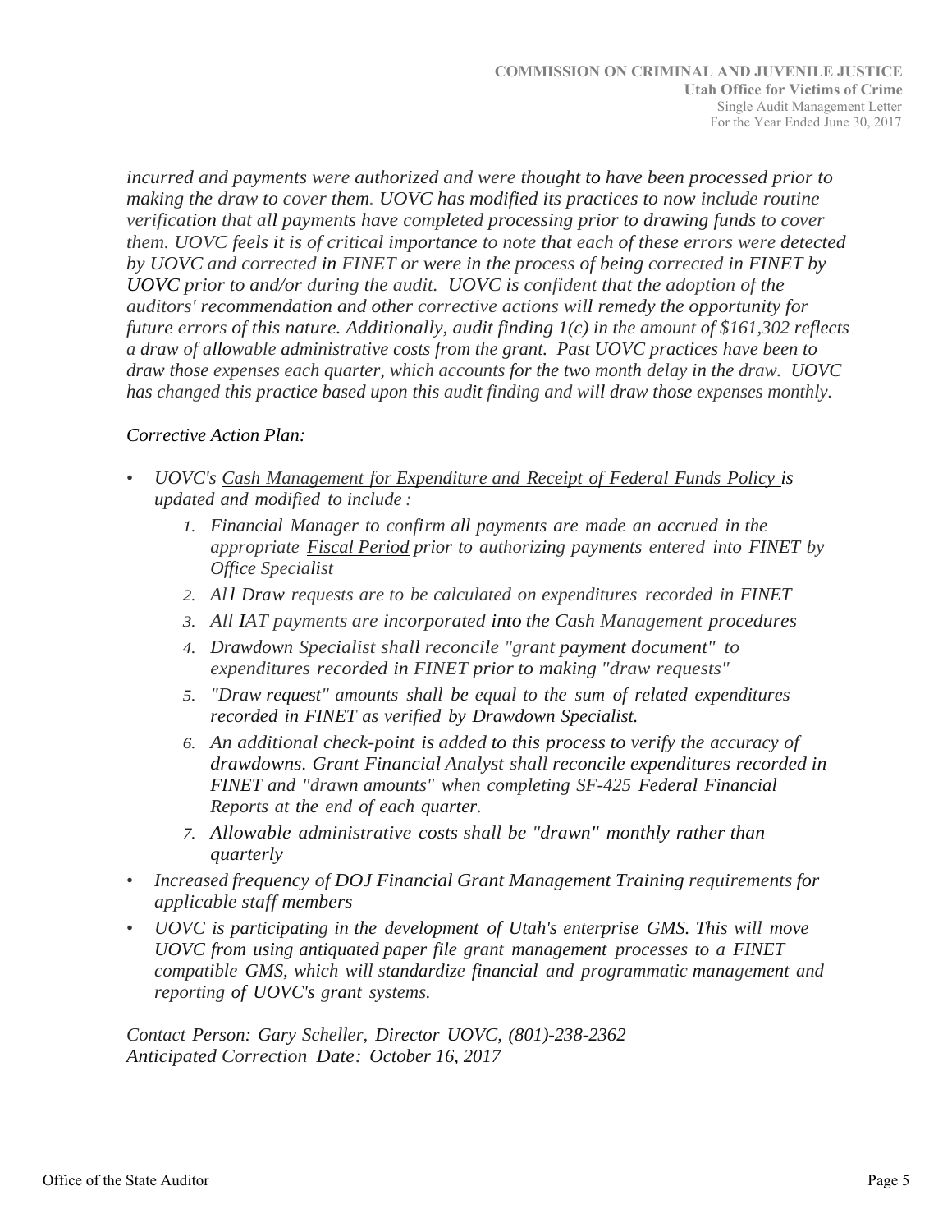*incurred and payments were authorized and were thought to have been processed prior to making the draw to cover them. UOVC has modified its practices to now include routine verification that all payments have completed processing prior to drawing funds to cover them. UOVC feels it is of critical importance to note that each of these errors were detected by UOVC and corrected in FINET or were in the process of being corrected in FINET by UOVC prior to and/or during the audit. UOVC is confident that the adoption of the auditors' recommendation and other corrective actions will remedy the opportunity for future errors of this nature. Additionally, audit finding 1(c) in the amount of $161,302 reflects a draw of allowable administrative costs from the grant. Past UOVC practices have been to draw those expenses each quarter, which accounts for the two month delay in the draw. UOVC has changed this practice based upon this audit finding and will draw those expenses monthly.*

*Corrective Action Plan:*

- *UOVC's Cash Management for Expenditure and Receipt of Federal Funds Policy is updated and modified to include:*
  1. *Financial Manager to confirm all payments are made an accrued in the appropriate Fiscal Period prior to authorizing payments entered into FINET by Office Specialist*
  2. *All Draw requests are to be calculated on expenditures recorded in FINET*
  3. *All IAT payments are incorporated into the Cash Management procedures*
  4. *Drawdown Specialist shall reconcile "grant payment document" to expenditures recorded in FINET prior to making "draw requests"*
  5. *"Draw request" amounts shall be equal to the sum of related expenditures recorded in FINET as verified by Drawdown Specialist.*
  6. *An additional check-point is added to this process to verify the accuracy of drawdowns. Grant Financial Analyst shall reconcile expenditures recorded in FINET and "drawn amounts" when completing SF-425 Federal Financial Reports at the end of each quarter.*
  7. *Allowable administrative costs shall be "drawn" monthly rather than quarterly*
- *Increased frequency of DOJ Financial Grant Management Training requirements for applicable staff members*
- *UOVC is participating in the development of Utah's enterprise GMS. This will move UOVC from using antiquated paper file grant management processes to a FINET compatible GMS, which will standardize financial and programmatic management and reporting of UOVC's grant systems.*

*Contact Person: Gary Scheller, Director UOVC, (801)-238-2362*
*Anticipated Correction Date: October 16, 2017*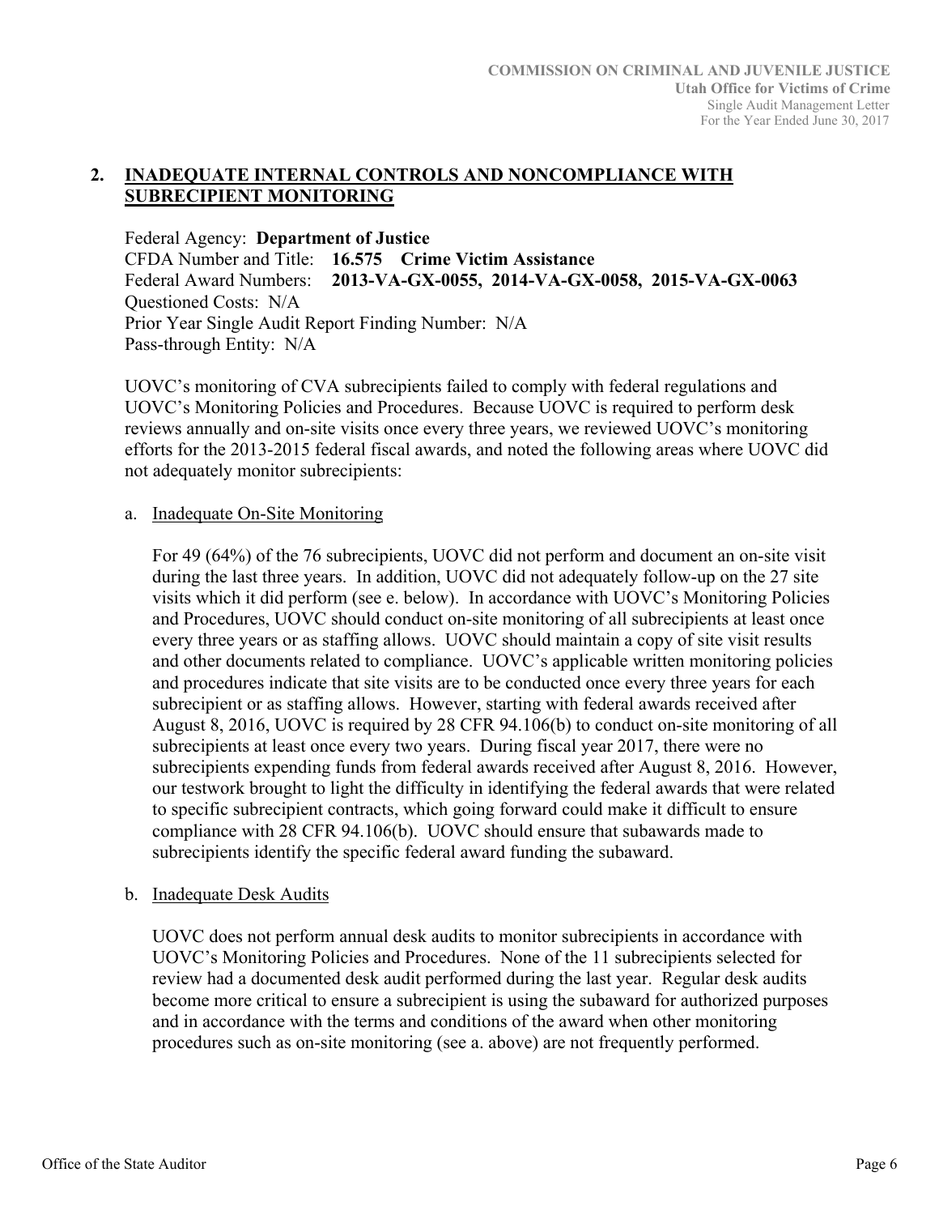## 2. INADEQUATE INTERNAL CONTROLS AND NONCOMPLIANCE WITH SUBRECIPIENT MONITORING

Federal Agency: **Department of Justice**
CFDA Number and Title: **16.575 Crime Victim Assistance**
Federal Award Numbers: **2013-VA-GX-0055, 2014-VA-GX-0058, 2015-VA-GX-0063**
Questioned Costs: N/A
Prior Year Single Audit Report Finding Number: N/A
Pass-through Entity: N/A

UOVC's monitoring of CVA subrecipients failed to comply with federal regulations and UOVC's Monitoring Policies and Procedures. Because UOVC is required to perform desk reviews annually and on-site visits once every three years, we reviewed UOVC's monitoring efforts for the 2013-2015 federal fiscal awards, and noted the following areas where UOVC did not adequately monitor subrecipients:

a. Inadequate On-Site Monitoring

For 49 (64%) of the 76 subrecipients, UOVC did not perform and document an on-site visit during the last three years. In addition, UOVC did not adequately follow-up on the 27 site visits which it did perform (see e. below). In accordance with UOVC's Monitoring Policies and Procedures, UOVC should conduct on-site monitoring of all subrecipients at least once every three years or as staffing allows. UOVC should maintain a copy of site visit results and other documents related to compliance. UOVC's applicable written monitoring policies and procedures indicate that site visits are to be conducted once every three years for each subrecipient or as staffing allows. However, starting with federal awards received after August 8, 2016, UOVC is required by 28 CFR 94.106(b) to conduct on-site monitoring of all subrecipients at least once every two years. During fiscal year 2017, there were no subrecipients expending funds from federal awards received after August 8, 2016. However, our testwork brought to light the difficulty in identifying the federal awards that were related to specific subrecipient contracts, which going forward could make it difficult to ensure compliance with 28 CFR 94.106(b). UOVC should ensure that subawards made to subrecipients identify the specific federal award funding the subaward.

b. Inadequate Desk Audits

UOVC does not perform annual desk audits to monitor subrecipients in accordance with UOVC's Monitoring Policies and Procedures. None of the 11 subrecipients selected for review had a documented desk audit performed during the last year. Regular desk audits become more critical to ensure a subrecipient is using the subaward for authorized purposes and in accordance with the terms and conditions of the award when other monitoring procedures such as on-site monitoring (see a. above) are not frequently performed.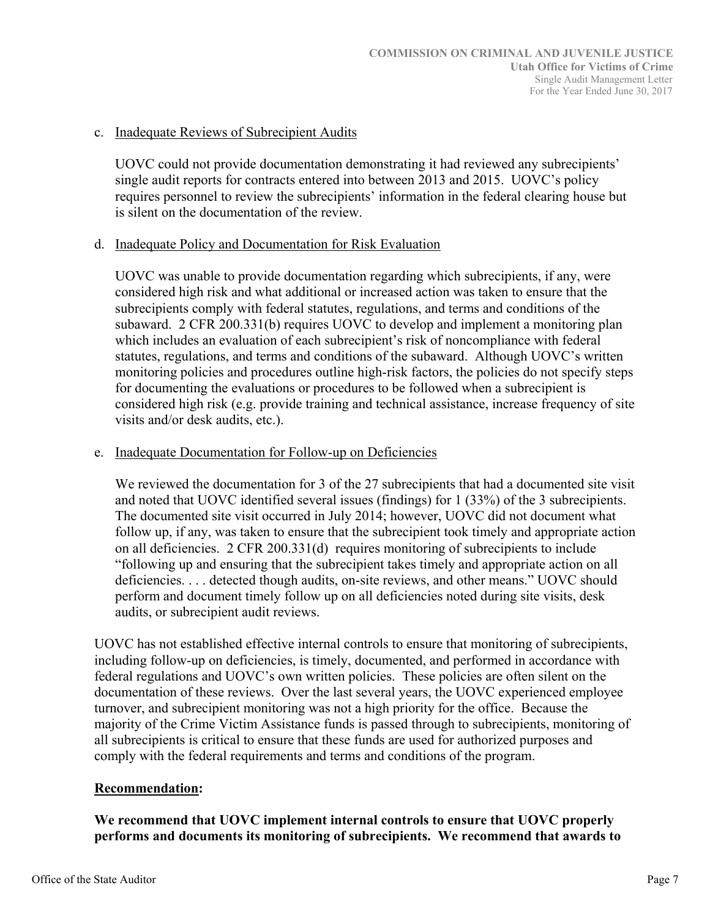c. Inadequate Reviews of Subrecipient Audits

   UOVC could not provide documentation demonstrating it had reviewed any subrecipients' single audit reports for contracts entered into between 2013 and 2015. UOVC's policy requires personnel to review the subrecipients' information in the federal clearing house but is silent on the documentation of the review.

d. Inadequate Policy and Documentation for Risk Evaluation

   UOVC was unable to provide documentation regarding which subrecipients, if any, were considered high risk and what additional or increased action was taken to ensure that the subrecipients comply with federal statutes, regulations, and terms and conditions of the subaward. 2 CFR 200.331(b) requires UOVC to develop and implement a monitoring plan which includes an evaluation of each subrecipient's risk of noncompliance with federal statutes, regulations, and terms and conditions of the subaward. Although UOVC's written monitoring policies and procedures outline high-risk factors, the policies do not specify steps for documenting the evaluations or procedures to be followed when a subrecipient is considered high risk (e.g. provide training and technical assistance, increase frequency of site visits and/or desk audits, etc.).

e. Inadequate Documentation for Follow-up on Deficiencies

   We reviewed the documentation for 3 of the 27 subrecipients that had a documented site visit and noted that UOVC identified several issues (findings) for 1 (33%) of the 3 subrecipients. The documented site visit occurred in July 2014; however, UOVC did not document what follow up, if any, was taken to ensure that the subrecipient took timely and appropriate action on all deficiencies. 2 CFR 200.331(d) requires monitoring of subrecipients to include "following up and ensuring that the subrecipient takes timely and appropriate action on all deficiencies. . . . detected though audits, on-site reviews, and other means." UOVC should perform and document timely follow up on all deficiencies noted during site visits, desk audits, or subrecipient audit reviews.

UOVC has not established effective internal controls to ensure that monitoring of subrecipients, including follow-up on deficiencies, is timely, documented, and performed in accordance with federal regulations and UOVC's own written policies. These policies are often silent on the documentation of these reviews. Over the last several years, the UOVC experienced employee turnover, and subrecipient monitoring was not a high priority for the office. Because the majority of the Crime Victim Assistance funds is passed through to subrecipients, monitoring of all subrecipients is critical to ensure that these funds are used for authorized purposes and comply with the federal requirements and terms and conditions of the program.

**Recommendation:**

**We recommend that UOVC implement internal controls to ensure that UOVC properly performs and documents its monitoring of subrecipients. We recommend that awards to**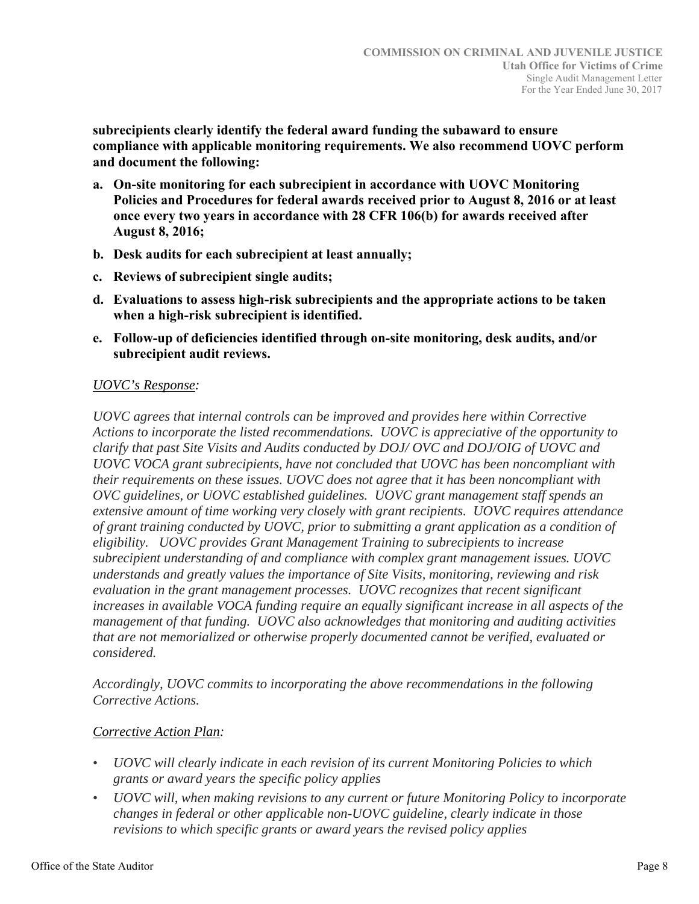**subrecipients clearly identify the federal award funding the subaward to ensure compliance with applicable monitoring requirements. We also recommend UOVC perform and document the following:**

- **a. On-site monitoring for each subrecipient in accordance with UOVC Monitoring Policies and Procedures for federal awards received prior to August 8, 2016 or at least once every two years in accordance with 28 CFR 106(b) for awards received after August 8, 2016;**
- **b. Desk audits for each subrecipient at least annually;**
- **c. Reviews of subrecipient single audits;**
- **d. Evaluations to assess high-risk subrecipients and the appropriate actions to be taken when a high-risk subrecipient is identified.**
- **e. Follow-up of deficiencies identified through on-site monitoring, desk audits, and/or subrecipient audit reviews.**

*UOVC's Response:*

*UOVC agrees that internal controls can be improved and provides here within Corrective Actions to incorporate the listed recommendations. UOVC is appreciative of the opportunity to clarify that past Site Visits and Audits conducted by DOJ/ OVC and DOJ/OIG of UOVC and UOVC VOCA grant subrecipients, have not concluded that UOVC has been noncompliant with their requirements on these issues. UOVC does not agree that it has been noncompliant with OVC guidelines, or UOVC established guidelines. UOVC grant management staff spends an extensive amount of time working very closely with grant recipients. UOVC requires attendance of grant training conducted by UOVC, prior to submitting a grant application as a condition of eligibility. UOVC provides Grant Management Training to subrecipients to increase subrecipient understanding of and compliance with complex grant management issues. UOVC understands and greatly values the importance of Site Visits, monitoring, reviewing and risk evaluation in the grant management processes. UOVC recognizes that recent significant increases in available VOCA funding require an equally significant increase in all aspects of the management of that funding. UOVC also acknowledges that monitoring and auditing activities that are not memorialized or otherwise properly documented cannot be verified, evaluated or considered.*

*Accordingly, UOVC commits to incorporating the above recommendations in the following Corrective Actions.*

*Corrective Action Plan:*

- *UOVC will clearly indicate in each revision of its current Monitoring Policies to which grants or award years the specific policy applies*
- *UOVC will, when making revisions to any current or future Monitoring Policy to incorporate changes in federal or other applicable non-UOVC guideline, clearly indicate in those revisions to which specific grants or award years the revised policy applies*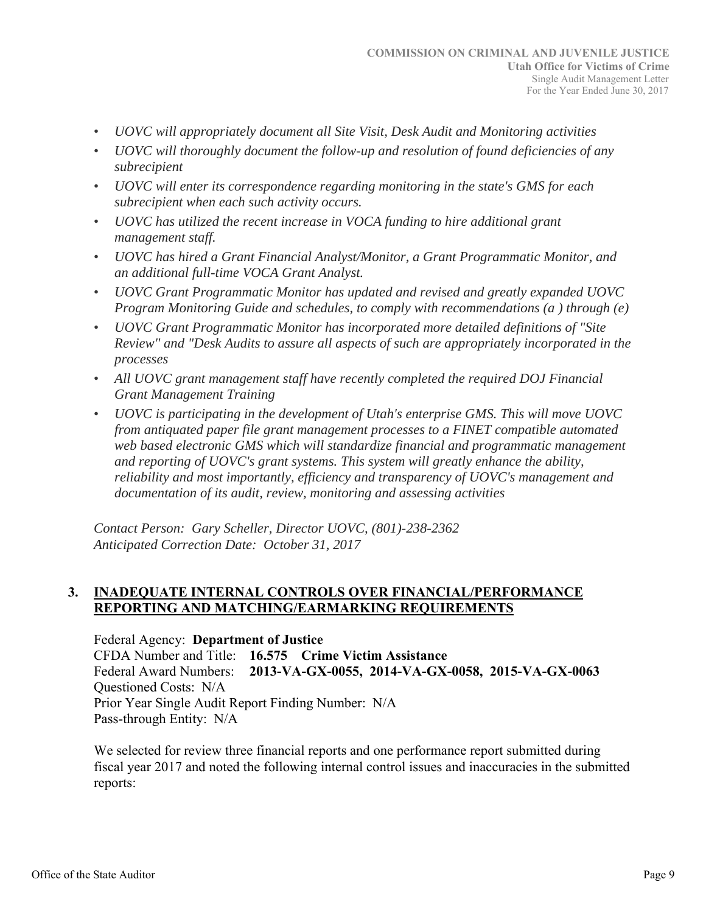- *UOVC will appropriately document all Site Visit, Desk Audit and Monitoring activities*
- *UOVC will thoroughly document the follow-up and resolution of found deficiencies of any subrecipient*
- *UOVC will enter its correspondence regarding monitoring in the state's GMS for each subrecipient when each such activity occurs.*
- *UOVC has utilized the recent increase in VOCA funding to hire additional grant management staff.*
- *UOVC has hired a Grant Financial Analyst/Monitor, a Grant Programmatic Monitor, and an additional full-time VOCA Grant Analyst.*
- *UOVC Grant Programmatic Monitor has updated and revised and greatly expanded UOVC Program Monitoring Guide and schedules, to comply with recommendations (a ) through (e)*
- *UOVC Grant Programmatic Monitor has incorporated more detailed definitions of "Site Review" and "Desk Audits to assure all aspects of such are appropriately incorporated in the processes*
- *All UOVC grant management staff have recently completed the required DOJ Financial Grant Management Training*
- *UOVC is participating in the development of Utah's enterprise GMS. This will move UOVC from antiquated paper file grant management processes to a FINET compatible automated web based electronic GMS which will standardize financial and programmatic management and reporting of UOVC's grant systems. This system will greatly enhance the ability, reliability and most importantly, efficiency and transparency of UOVC's management and documentation of its audit, review, monitoring and assessing activities*

*Contact Person: Gary Scheller, Director UOVC, (801)-238-2362*
*Anticipated Correction Date: October 31, 2017*

## 3. INADEQUATE INTERNAL CONTROLS OVER FINANCIAL/PERFORMANCE REPORTING AND MATCHING/EARMARKING REQUIREMENTS

Federal Agency: **Department of Justice**
CFDA Number and Title: **16.575 Crime Victim Assistance**
Federal Award Numbers: **2013-VA-GX-0055, 2014-VA-GX-0058, 2015-VA-GX-0063**
Questioned Costs: N/A
Prior Year Single Audit Report Finding Number: N/A
Pass-through Entity: N/A

We selected for review three financial reports and one performance report submitted during fiscal year 2017 and noted the following internal control issues and inaccuracies in the submitted reports: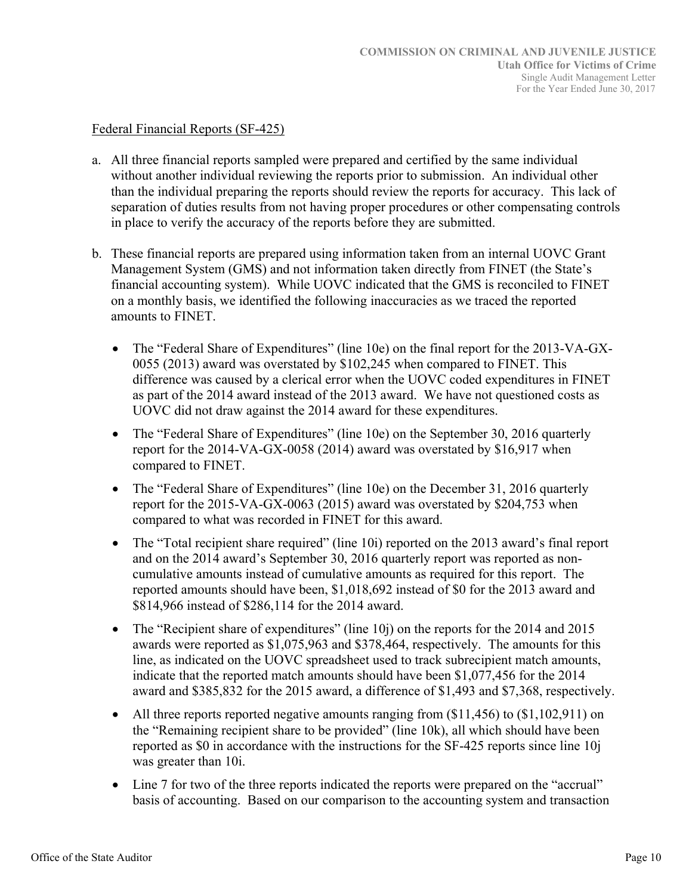Federal Financial Reports (SF-425)

a. All three financial reports sampled were prepared and certified by the same individual without another individual reviewing the reports prior to submission. An individual other than the individual preparing the reports should review the reports for accuracy. This lack of separation of duties results from not having proper procedures or other compensating controls in place to verify the accuracy of the reports before they are submitted.

b. These financial reports are prepared using information taken from an internal UOVC Grant Management System (GMS) and not information taken directly from FINET (the State's financial accounting system). While UOVC indicated that the GMS is reconciled to FINET on a monthly basis, we identified the following inaccuracies as we traced the reported amounts to FINET.

   - The "Federal Share of Expenditures" (line 10e) on the final report for the 2013-VA-GX-0055 (2013) award was overstated by $102,245 when compared to FINET. This difference was caused by a clerical error when the UOVC coded expenditures in FINET as part of the 2014 award instead of the 2013 award. We have not questioned costs as UOVC did not draw against the 2014 award for these expenditures.
   - The "Federal Share of Expenditures" (line 10e) on the September 30, 2016 quarterly report for the 2014-VA-GX-0058 (2014) award was overstated by $16,917 when compared to FINET.
   - The "Federal Share of Expenditures" (line 10e) on the December 31, 2016 quarterly report for the 2015-VA-GX-0063 (2015) award was overstated by $204,753 when compared to what was recorded in FINET for this award.
   - The "Total recipient share required" (line 10i) reported on the 2013 award's final report and on the 2014 award's September 30, 2016 quarterly report was reported as non-cumulative amounts instead of cumulative amounts as required for this report. The reported amounts should have been, $1,018,692 instead of $0 for the 2013 award and $814,966 instead of $286,114 for the 2014 award.
   - The "Recipient share of expenditures" (line 10j) on the reports for the 2014 and 2015 awards were reported as $1,075,963 and $378,464, respectively. The amounts for this line, as indicated on the UOVC spreadsheet used to track subrecipient match amounts, indicate that the reported match amounts should have been $1,077,456 for the 2014 award and $385,832 for the 2015 award, a difference of $1,493 and $7,368, respectively.
   - All three reports reported negative amounts ranging from ($11,456) to ($1,102,911) on the "Remaining recipient share to be provided" (line 10k), all which should have been reported as $0 in accordance with the instructions for the SF-425 reports since line 10j was greater than 10i.
   - Line 7 for two of the three reports indicated the reports were prepared on the "accrual" basis of accounting. Based on our comparison to the accounting system and transaction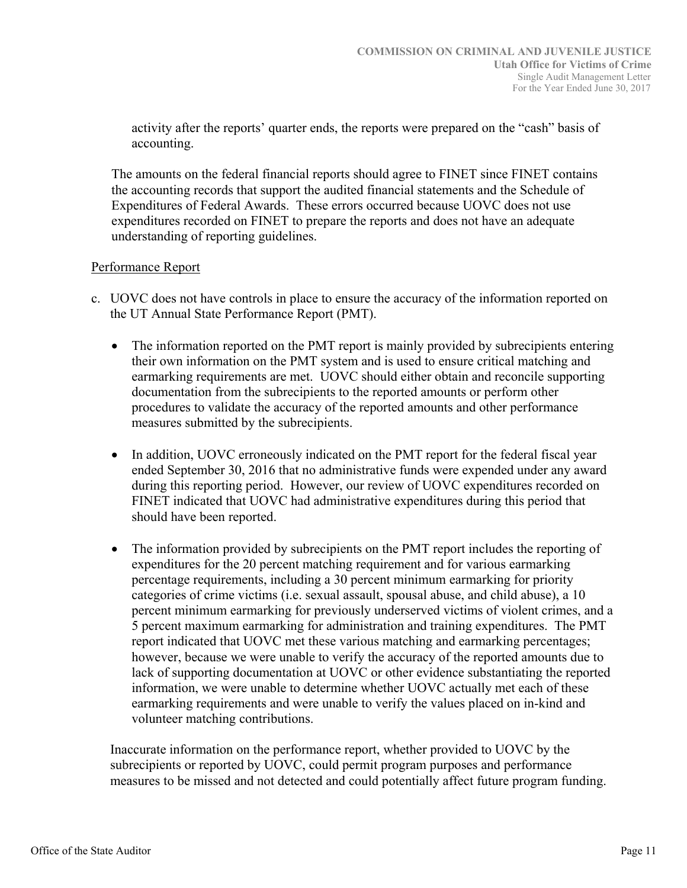activity after the reports' quarter ends, the reports were prepared on the "cash" basis of accounting.

The amounts on the federal financial reports should agree to FINET since FINET contains the accounting records that support the audited financial statements and the Schedule of Expenditures of Federal Awards. These errors occurred because UOVC does not use expenditures recorded on FINET to prepare the reports and does not have an adequate understanding of reporting guidelines.

Performance Report

c. UOVC does not have controls in place to ensure the accuracy of the information reported on the UT Annual State Performance Report (PMT).

- The information reported on the PMT report is mainly provided by subrecipients entering their own information on the PMT system and is used to ensure critical matching and earmarking requirements are met. UOVC should either obtain and reconcile supporting documentation from the subrecipients to the reported amounts or perform other procedures to validate the accuracy of the reported amounts and other performance measures submitted by the subrecipients.

- In addition, UOVC erroneously indicated on the PMT report for the federal fiscal year ended September 30, 2016 that no administrative funds were expended under any award during this reporting period. However, our review of UOVC expenditures recorded on FINET indicated that UOVC had administrative expenditures during this period that should have been reported.

- The information provided by subrecipients on the PMT report includes the reporting of expenditures for the 20 percent matching requirement and for various earmarking percentage requirements, including a 30 percent minimum earmarking for priority categories of crime victims (i.e. sexual assault, spousal abuse, and child abuse), a 10 percent minimum earmarking for previously underserved victims of violent crimes, and a 5 percent maximum earmarking for administration and training expenditures. The PMT report indicated that UOVC met these various matching and earmarking percentages; however, because we were unable to verify the accuracy of the reported amounts due to lack of supporting documentation at UOVC or other evidence substantiating the reported information, we were unable to determine whether UOVC actually met each of these earmarking requirements and were unable to verify the values placed on in-kind and volunteer matching contributions.

Inaccurate information on the performance report, whether provided to UOVC by the subrecipients or reported by UOVC, could permit program purposes and performance measures to be missed and not detected and could potentially affect future program funding.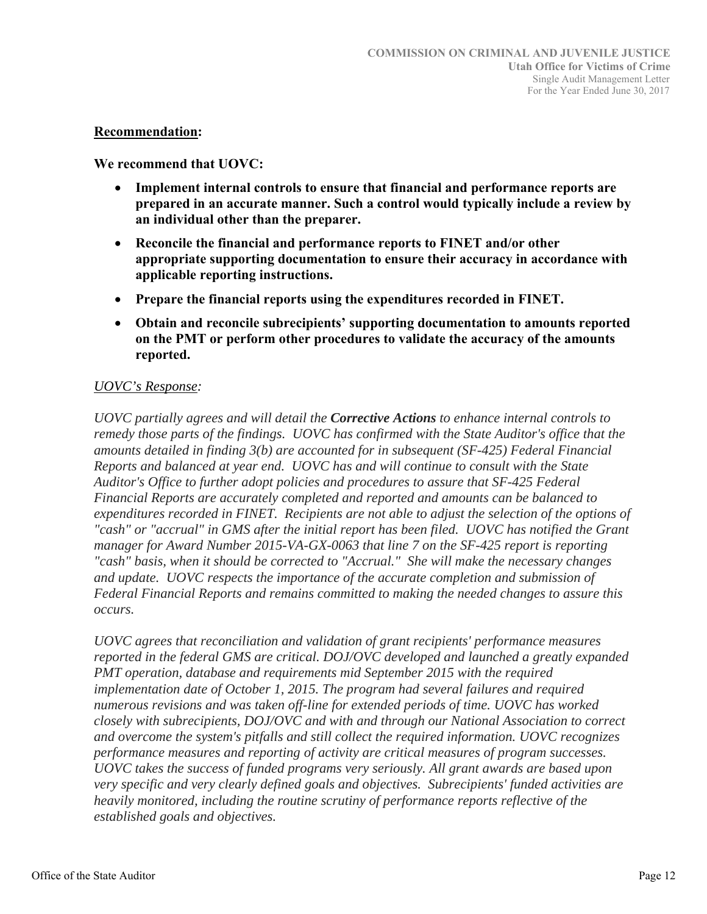**Recommendation:**

**We recommend that UOVC:**

- **Implement internal controls to ensure that financial and performance reports are prepared in an accurate manner. Such a control would typically include a review by an individual other than the preparer.**
- **Reconcile the financial and performance reports to FINET and/or other appropriate supporting documentation to ensure their accuracy in accordance with applicable reporting instructions.**
- **Prepare the financial reports using the expenditures recorded in FINET.**
- **Obtain and reconcile subrecipients' supporting documentation to amounts reported on the PMT or perform other procedures to validate the accuracy of the amounts reported.**

*UOVC's Response:*

*UOVC partially agrees and will detail the **Corrective Actions** to enhance internal controls to remedy those parts of the findings. UOVC has confirmed with the State Auditor's office that the amounts detailed in finding 3(b) are accounted for in subsequent (SF-425) Federal Financial Reports and balanced at year end. UOVC has and will continue to consult with the State Auditor's Office to further adopt policies and procedures to assure that SF-425 Federal Financial Reports are accurately completed and reported and amounts can be balanced to expenditures recorded in FINET. Recipients are not able to adjust the selection of the options of "cash" or "accrual" in GMS after the initial report has been filed. UOVC has notified the Grant manager for Award Number 2015-VA-GX-0063 that line 7 on the SF-425 report is reporting "cash" basis, when it should be corrected to "Accrual." She will make the necessary changes and update. UOVC respects the importance of the accurate completion and submission of Federal Financial Reports and remains committed to making the needed changes to assure this occurs.*

*UOVC agrees that reconciliation and validation of grant recipients' performance measures reported in the federal GMS are critical. DOJ/OVC developed and launched a greatly expanded PMT operation, database and requirements mid September 2015 with the required implementation date of October 1, 2015. The program had several failures and required numerous revisions and was taken off-line for extended periods of time. UOVC has worked closely with subrecipients, DOJ/OVC and with and through our National Association to correct and overcome the system's pitfalls and still collect the required information. UOVC recognizes performance measures and reporting of activity are critical measures of program successes. UOVC takes the success of funded programs very seriously. All grant awards are based upon very specific and very clearly defined goals and objectives. Subrecipients' funded activities are heavily monitored, including the routine scrutiny of performance reports reflective of the established goals and objectives.*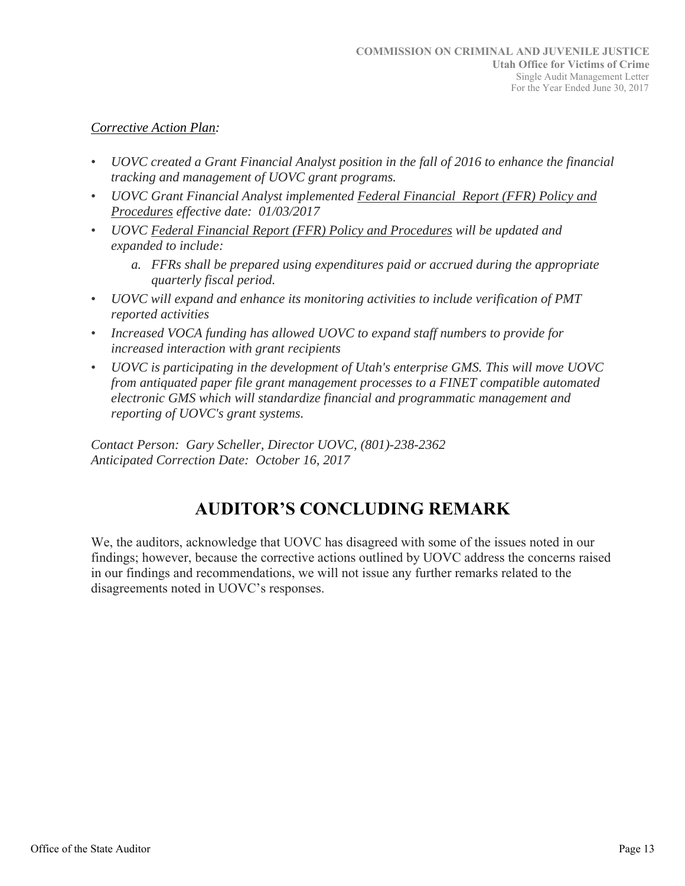*Corrective Action Plan:*

- *UOVC created a Grant Financial Analyst position in the fall of 2016 to enhance the financial tracking and management of UOVC grant programs.*
- *UOVC Grant Financial Analyst implemented Federal Financial Report (FFR) Policy and Procedures effective date: 01/03/2017*
- *UOVC Federal Financial Report (FFR) Policy and Procedures will be updated and expanded to include:*
    a. *FFRs shall be prepared using expenditures paid or accrued during the appropriate quarterly fiscal period.*
- *UOVC will expand and enhance its monitoring activities to include verification of PMT reported activities*
- *Increased VOCA funding has allowed UOVC to expand staff numbers to provide for increased interaction with grant recipients*
- *UOVC is participating in the development of Utah's enterprise GMS. This will move UOVC from antiquated paper file grant management processes to a FINET compatible automated electronic GMS which will standardize financial and programmatic management and reporting of UOVC's grant systems.*

*Contact Person: Gary Scheller, Director UOVC, (801)-238-2362*
*Anticipated Correction Date: October 16, 2017*

# AUDITOR'S CONCLUDING REMARK

We, the auditors, acknowledge that UOVC has disagreed with some of the issues noted in our findings; however, because the corrective actions outlined by UOVC address the concerns raised in our findings and recommendations, we will not issue any further remarks related to the disagreements noted in UOVC's responses.